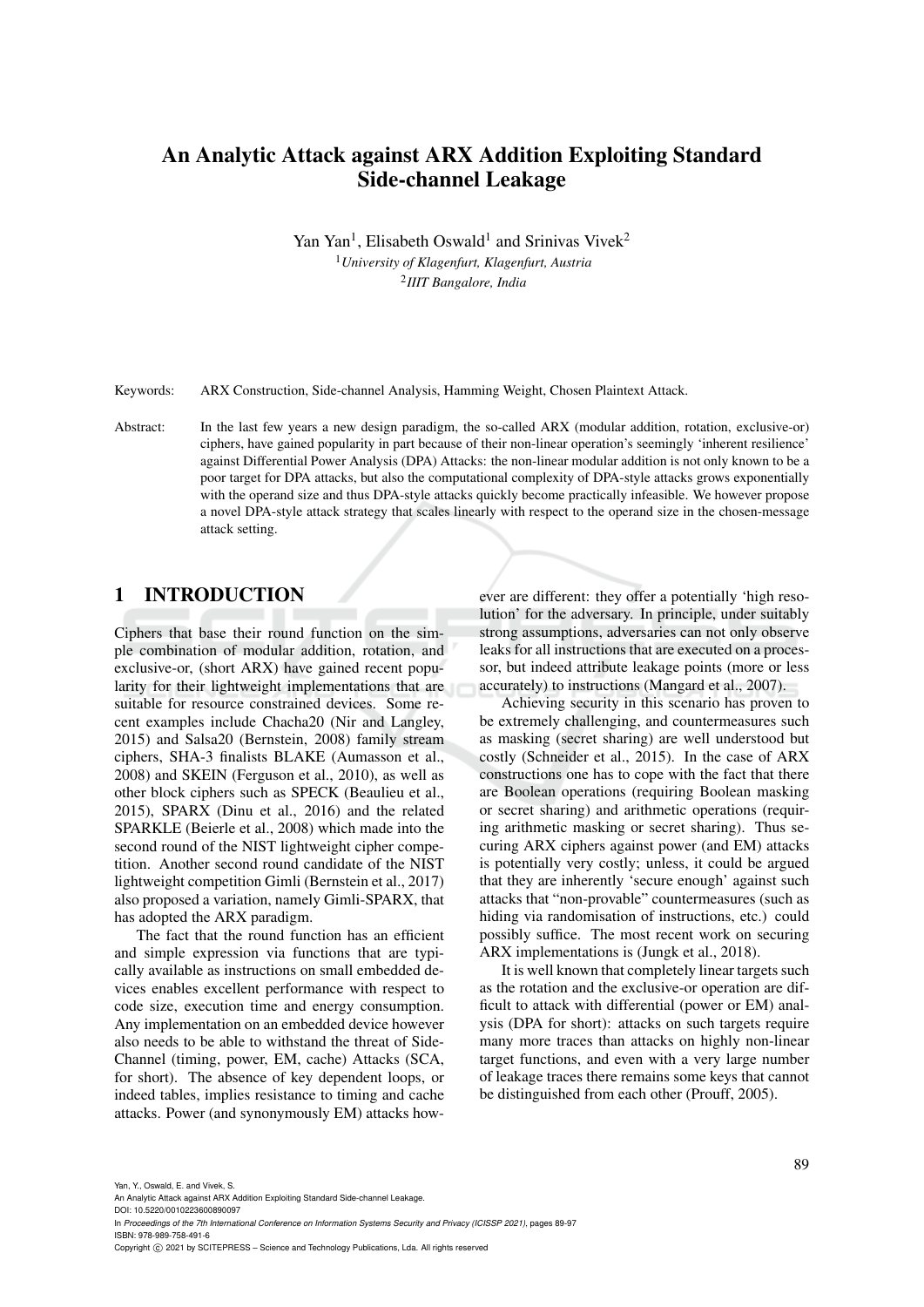# An Analytic Attack against ARX Addition Exploiting Standard Side-channel Leakage

Yan Yan[1], Elisabeth Oswald[1] and Srinivas Vivek[2]

[1]*University of Klagenfurt, Klagenfurt, Austria*
[2]*IIIT Bangalore, India*

Keywords: ARX Construction, Side-channel Analysis, Hamming Weight, Chosen Plaintext Attack.

Abstract: In the last few years a new design paradigm, the so-called ARX (modular addition, rotation, exclusive-or) ciphers, have gained popularity in part because of their non-linear operation's seemingly 'inherent resilience' against Differential Power Analysis (DPA) Attacks: the non-linear modular addition is not only known to be a poor target for DPA attacks, but also the computational complexity of DPA-style attacks grows exponentially with the operand size and thus DPA-style attacks quickly become practically infeasible. We however propose a novel DPA-style attack strategy that scales linearly with respect to the operand size in the chosen-message attack setting.

## 1 INTRODUCTION

Ciphers that base their round function on the simple combination of modular addition, rotation, and exclusive-or, (short ARX) have gained recent popularity for their lightweight implementations that are suitable for resource constrained devices. Some recent examples include Chacha20 (Nir and Langley, 2015) and Salsa20 (Bernstein, 2008) family stream ciphers, SHA-3 finalists BLAKE (Aumasson et al., 2008) and SKEIN (Ferguson et al., 2010), as well as other block ciphers such as SPECK (Beaulieu et al., 2015), SPARX (Dinu et al., 2016) and the related SPARKLE (Beierle et al., 2008) which made into the second round of the NIST lightweight cipher competition. Another second round candidate of the NIST lightweight competition Gimli (Bernstein et al., 2017) also proposed a variation, namely Gimli-SPARX, that has adopted the ARX paradigm.

The fact that the round function has an efficient and simple expression via functions that are typically available as instructions on small embedded devices enables excellent performance with respect to code size, execution time and energy consumption. Any implementation on an embedded device however also needs to be able to withstand the threat of Side-Channel (timing, power, EM, cache) Attacks (SCA, for short). The absence of key dependent loops, or indeed tables, implies resistance to timing and cache attacks. Power (and synonymously EM) attacks however are different: they offer a potentially 'high resolution' for the adversary. In principle, under suitably strong assumptions, adversaries can not only observe leaks for all instructions that are executed on a processor, but indeed attribute leakage points (more or less accurately) to instructions (Mangard et al., 2007).

Achieving security in this scenario has proven to be extremely challenging, and countermeasures such as masking (secret sharing) are well understood but costly (Schneider et al., 2015). In the case of ARX constructions one has to cope with the fact that there are Boolean operations (requiring Boolean masking or secret sharing) and arithmetic operations (requiring arithmetic masking or secret sharing). Thus securing ARX ciphers against power (and EM) attacks is potentially very costly; unless, it could be argued that they are inherently 'secure enough' against such attacks that "non-provable" countermeasures (such as hiding via randomisation of instructions, etc.) could possibly suffice. The most recent work on securing ARX implementations is (Jungk et al., 2018).

It is well known that completely linear targets such as the rotation and the exclusive-or operation are difficult to attack with differential (power or EM) analysis (DPA for short): attacks on such targets require many more traces than attacks on highly non-linear target functions, and even with a very large number of leakage traces there remains some keys that cannot be distinguished from each other (Prouff, 2005).

Yan, Y., Oswald, E. and Vivek, S.
An Analytic Attack against ARX Addition Exploiting Standard Side-channel Leakage.
DOI: 10.5220/0010223600890097
In *Proceedings of the 7th International Conference on Information Systems Security and Privacy (ICISSP 2021)*, pages 89-97
ISBN: 978-989-758-491-6
Copyright © 2021 by SCITEPRESS – Science and Technology Publications, Lda. All rights reserved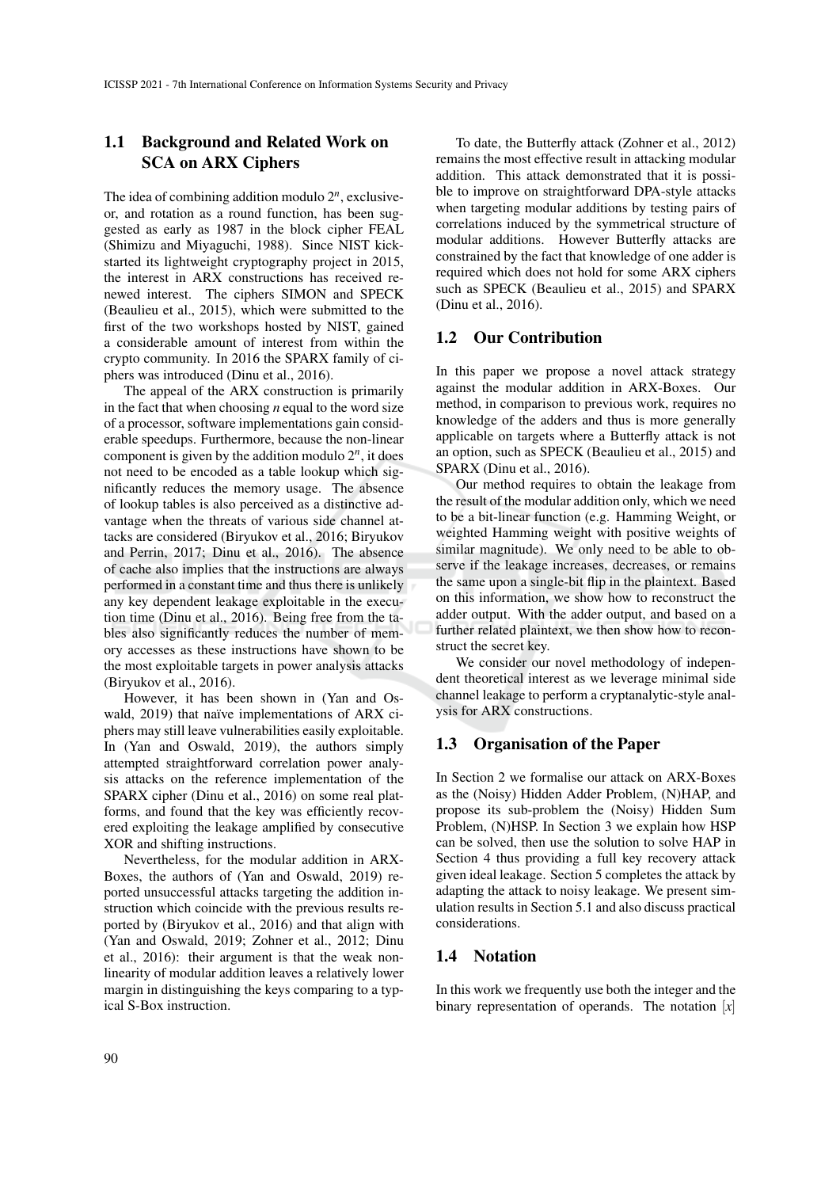### 1.1 Background and Related Work on SCA on ARX Ciphers

The idea of combining addition modulo $2^n$, exclusive-or, and rotation as a round function, has been suggested as early as 1987 in the block cipher FEAL (Shimizu and Miyaguchi, 1988). Since NIST kick-started its lightweight cryptography project in 2015, the interest in ARX constructions has received renewed interest. The ciphers SIMON and SPECK (Beaulieu et al., 2015), which were submitted to the first of the two workshops hosted by NIST, gained a considerable amount of interest from within the crypto community. In 2016 the SPARX family of ciphers was introduced (Dinu et al., 2016).

The appeal of the ARX construction is primarily in the fact that when choosing $n$ equal to the word size of a processor, software implementations gain considerable speedups. Furthermore, because the non-linear component is given by the addition modulo $2^n$, it does not need to be encoded as a table lookup which significantly reduces the memory usage. The absence of lookup tables is also perceived as a distinctive advantage when the threats of various side channel attacks are considered (Biryukov et al., 2016; Biryukov and Perrin, 2017; Dinu et al., 2016). The absence of cache also implies that the instructions are always performed in a constant time and thus there is unlikely any key dependent leakage exploitable in the execution time (Dinu et al., 2016). Being free from the tables also significantly reduces the number of memory accesses as these instructions have shown to be the most exploitable targets in power analysis attacks (Biryukov et al., 2016).

However, it has been shown in (Yan and Oswald, 2019) that naïve implementations of ARX ciphers may still leave vulnerabilities easily exploitable. In (Yan and Oswald, 2019), the authors simply attempted straightforward correlation power analysis attacks on the reference implementation of the SPARX cipher (Dinu et al., 2016) on some real platforms, and found that the key was efficiently recovered exploiting the leakage amplified by consecutive XOR and shifting instructions.

Nevertheless, for the modular addition in ARX-Boxes, the authors of (Yan and Oswald, 2019) reported unsuccessful attacks targeting the addition instruction which coincide with the previous results reported by (Biryukov et al., 2016) and that align with (Yan and Oswald, 2019; Zohner et al., 2012; Dinu et al., 2016): their argument is that the weak non-linearity of modular addition leaves a relatively lower margin in distinguishing the keys comparing to a typical S-Box instruction.

To date, the Butterfly attack (Zohner et al., 2012) remains the most effective result in attacking modular addition. This attack demonstrated that it is possible to improve on straightforward DPA-style attacks when targeting modular additions by testing pairs of correlations induced by the symmetrical structure of modular additions. However Butterfly attacks are constrained by the fact that knowledge of one adder is required which does not hold for some ARX ciphers such as SPECK (Beaulieu et al., 2015) and SPARX (Dinu et al., 2016).

### 1.2 Our Contribution

In this paper we propose a novel attack strategy against the modular addition in ARX-Boxes. Our method, in comparison to previous work, requires no knowledge of the adders and thus is more generally applicable on targets where a Butterfly attack is not an option, such as SPECK (Beaulieu et al., 2015) and SPARX (Dinu et al., 2016).

Our method requires to obtain the leakage from the result of the modular addition only, which we need to be a bit-linear function (e.g. Hamming Weight, or weighted Hamming weight with positive weights of similar magnitude). We only need to be able to observe if the leakage increases, decreases, or remains the same upon a single-bit flip in the plaintext. Based on this information, we show how to reconstruct the adder output. With the adder output, and based on a further related plaintext, we then show how to reconstruct the secret key.

We consider our novel methodology of independent theoretical interest as we leverage minimal side channel leakage to perform a cryptanalytic-style analysis for ARX constructions.

### 1.3 Organisation of the Paper

In Section 2 we formalise our attack on ARX-Boxes as the (Noisy) Hidden Adder Problem, (N)HAP, and propose its sub-problem the (Noisy) Hidden Sum Problem, (N)HSP. In Section 3 we explain how HSP can be solved, then use the solution to solve HAP in Section 4 thus providing a full key recovery attack given ideal leakage. Section 5 completes the attack by adapting the attack to noisy leakage. We present simulation results in Section 5.1 and also discuss practical considerations.

### 1.4 Notation

In this work we frequently use both the integer and the binary representation of operands. The notation $[x]$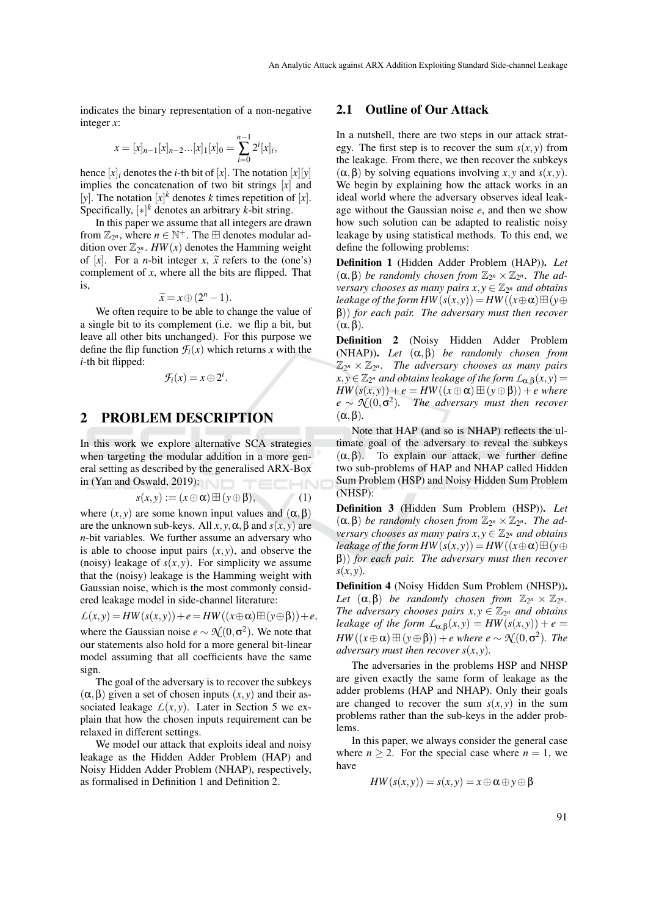indicates the binary representation of a non-negative integer $x$:

$$x = [x]_{n-1}[x]_{n-2}...[x]_1[x]_0 = \sum_{i=0}^{n-1} 2^i [x]_i,$$

hence $[x]_i$ denotes the $i$-th bit of $[x]$. The notation $[x][y]$ implies the concatenation of two bit strings $[x]$ and $[y]$. The notation $[x]^k$ denotes $k$ times repetition of $[x]$. Specifically, $[*]^k$ denotes an arbitrary $k$-bit string.

In this paper we assume that all integers are drawn from $\mathbb{Z}_{2^n}$, where $n \in \mathbb{N}^+$. The $\boxplus$ denotes modular addition over $\mathbb{Z}_{2^n}$. $HW(x)$ denotes the Hamming weight of $[x]$. For a $n$-bit integer $x$, $\widetilde{x}$ refers to the (one's) complement of $x$, where all the bits are flipped. That is,

$$\widetilde{x} = x \oplus (2^n - 1).$$

We often require to be able to change the value of a single bit to its complement (i.e. we flip a bit, but leave all other bits unchanged). For this purpose we define the flip function $\mathcal{F}_i(x)$ which returns $x$ with the $i$-th bit flipped:

$$\mathcal{F}_i(x) = x \oplus 2^i.$$

## 2 PROBLEM DESCRIPTION

In this work we explore alternative SCA strategies when targeting the modular addition in a more general setting as described by the generalised ARX-Box in (Yan and Oswald, 2019):

$$s(x,y) := (x \oplus \alpha) \boxplus (y \oplus \beta), \tag{1}$$

where $(x, y)$ are some known input values and $(\alpha, \beta)$ are the unknown sub-keys. All $x, y, \alpha, \beta$ and $s(x, y)$ are $n$-bit variables. We further assume an adversary who is able to choose input pairs $(x, y)$, and observe the (noisy) leakage of $s(x, y)$. For simplicity we assume that the (noisy) leakage is the Hamming weight with Gaussian noise, which is the most commonly considered leakage model in side-channel literature:

$$\mathcal{L}(x,y) = HW(s(x,y)) + e = HW((x \oplus \alpha) \boxplus (y \oplus \beta)) + e,$$

where the Gaussian noise $e \sim \mathcal{N}(0, \sigma^2)$. We note that our statements also hold for a more general bit-linear model assuming that all coefficients have the same sign.

The goal of the adversary is to recover the subkeys $(\alpha, \beta)$ given a set of chosen inputs $(x, y)$ and their associated leakage $\mathcal{L}(x, y)$. Later in Section 5 we explain that how the chosen inputs requirement can be relaxed in different settings.

We model our attack that exploits ideal and noisy leakage as the Hidden Adder Problem (HAP) and Noisy Hidden Adder Problem (NHAP), respectively, as formalised in Definition 1 and Definition 2.

### 2.1 Outline of Our Attack

In a nutshell, there are two steps in our attack strategy. The first step is to recover the sum $s(x, y)$ from the leakage. From there, we then recover the subkeys $(\alpha, \beta)$ by solving equations involving $x, y$ and $s(x, y)$. We begin by explaining how the attack works in an ideal world where the adversary observes ideal leakage without the Gaussian noise $e$, and then we show how such solution can be adapted to realistic noisy leakage by using statistical methods. To this end, we define the following problems:

**Definition 1** (Hidden Adder Problem (HAP))**.** *Let $(\alpha, \beta)$ be randomly chosen from $\mathbb{Z}_{2^n} \times \mathbb{Z}_{2^n}$. The adversary chooses as many pairs $x, y \in \mathbb{Z}_{2^n}$ and obtains leakage of the form $HW(s(x,y)) = HW((x \oplus \alpha) \boxplus (y \oplus \beta))$ for each pair. The adversary must then recover $(\alpha, \beta)$.*

**Definition 2** (Noisy Hidden Adder Problem (NHAP))**.** *Let $(\alpha, \beta)$ be randomly chosen from $\mathbb{Z}_{2^n} \times \mathbb{Z}_{2^n}$. The adversary chooses as many pairs $x, y \in \mathbb{Z}_{2^n}$ and obtains leakage of the form $\mathcal{L}_{\alpha,\beta}(x, y) = HW(s(x, y)) + e = HW((x \oplus \alpha) \boxplus (y \oplus \beta)) + e$ where $e \sim \mathcal{N}(0, \sigma^2)$. The adversary must then recover $(\alpha, \beta)$.*

Note that HAP (and so is NHAP) reflects the ultimate goal of the adversary to reveal the subkeys $(\alpha, \beta)$. To explain our attack, we further define two sub-problems of HAP and NHAP called Hidden Sum Problem (HSP) and Noisy Hidden Sum Problem (NHSP):

**Definition 3** (Hidden Sum Problem (HSP))**.** *Let $(\alpha, \beta)$ be randomly chosen from $\mathbb{Z}_{2^n} \times \mathbb{Z}_{2^n}$. The adversary chooses as many pairs $x, y \in \mathbb{Z}_{2^n}$ and obtains leakage of the form $HW(s(x,y)) = HW((x \oplus \alpha) \boxplus (y \oplus \beta))$ for each pair. The adversary must then recover $s(x, y)$.*

**Definition 4** (Noisy Hidden Sum Problem (NHSP))**.** *Let $(\alpha, \beta)$ be randomly chosen from $\mathbb{Z}_{2^n} \times \mathbb{Z}_{2^n}$. The adversary chooses pairs $x, y \in \mathbb{Z}_{2^n}$ and obtains leakage of the form $\mathcal{L}_{\alpha,\beta}(x, y) = HW(s(x, y)) + e = HW((x \oplus \alpha) \boxplus (y \oplus \beta)) + e$ where $e \sim \mathcal{N}(0, \sigma^2)$. The adversary must then recover $s(x, y)$.*

The adversaries in the problems HSP and NHSP are given exactly the same form of leakage as the adder problems (HAP and NHAP). Only their goals are changed to recover the sum $s(x, y)$ in the sum problems rather than the sub-keys in the adder problems.

In this paper, we always consider the general case where $n \geq 2$. For the special case where $n = 1$, we have

$$HW(s(x,y)) = s(x,y) = x \oplus \alpha \oplus y \oplus \beta$$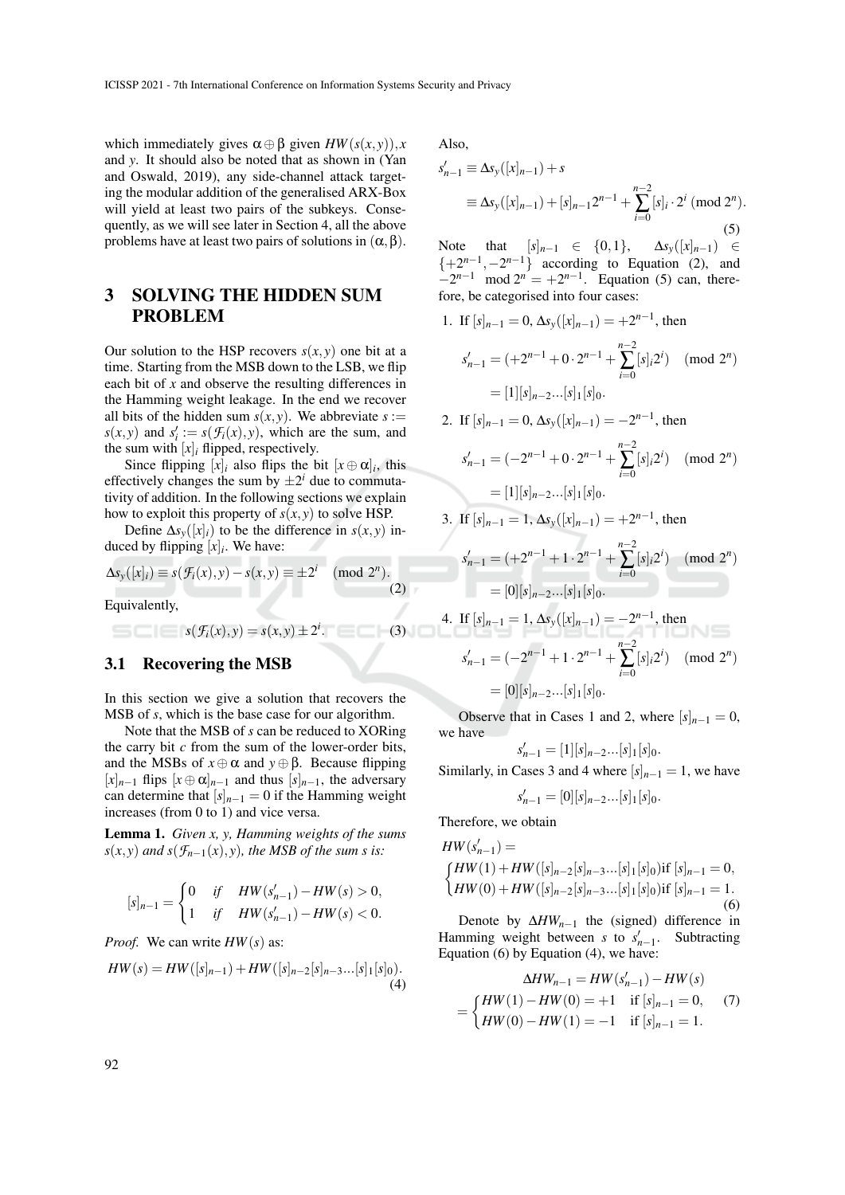which immediately gives $\alpha \oplus \beta$ given $HW(s(x,y)), x$ and $y$. It should also be noted that as shown in (Yan and Oswald, 2019), any side-channel attack targeting the modular addition of the generalised ARX-Box will yield at least two pairs of the subkeys. Consequently, as we will see later in Section 4, all the above problems have at least two pairs of solutions in $(\alpha, \beta)$.

## 3 SOLVING THE HIDDEN SUM PROBLEM

Our solution to the HSP recovers $s(x,y)$ one bit at a time. Starting from the MSB down to the LSB, we flip each bit of $x$ and observe the resulting differences in the Hamming weight leakage. In the end we recover all bits of the hidden sum $s(x,y)$. We abbreviate $s := s(x,y)$ and $s'_i := s(\mathcal{F}_i(x), y)$, which are the sum, and the sum with $[x]_i$ flipped, respectively.

Since flipping $[x]_i$ also flips the bit $[x \oplus \alpha]_i$, this effectively changes the sum by $\pm 2^i$ due to commutativity of addition. In the following sections we explain how to exploit this property of $s(x,y)$ to solve HSP.

Define $\Delta s_y([x]_i)$ to be the difference in $s(x,y)$ induced by flipping $[x]_i$. We have:

$$\Delta s_y([x]_i) \equiv s(\mathcal{F}_i(x), y) - s(x,y) \equiv \pm 2^i \pmod{2^n}. \tag{2}$$

Equivalently,

$$s(\mathcal{F}_i(x), y) = s(x,y) \pm 2^i. \tag{3}$$

### 3.1 Recovering the MSB

In this section we give a solution that recovers the MSB of $s$, which is the base case for our algorithm.

Note that the MSB of $s$ can be reduced to XORing the carry bit $c$ from the sum of the lower-order bits, and the MSBs of $x \oplus \alpha$ and $y \oplus \beta$. Because flipping $[x]_{n-1}$ flips $[x \oplus \alpha]_{n-1}$ and thus $[s]_{n-1}$, the adversary can determine that $[s]_{n-1} = 0$ if the Hamming weight increases (from 0 to 1) and vice versa.

**Lemma 1.** *Given x, y, Hamming weights of the sums $s(x,y)$ and $s(\mathcal{F}_{n-1}(x), y)$, the MSB of the sum s is:*

$$[s]_{n-1} = \begin{cases} 0 & \text{if} \quad HW(s'_{n-1}) - HW(s) > 0, \\ 1 & \text{if} \quad HW(s'_{n-1}) - HW(s) < 0. \end{cases}$$

*Proof.* We can write $HW(s)$ as:

$$HW(s) = HW([s]_{n-1}) + HW([s]_{n-2}[s]_{n-3}...[s]_1[s]_0). \tag{4}$$

Also,

$$\begin{aligned} s'_{n-1} &\equiv \Delta s_y([x]_{n-1}) + s \\ &\equiv \Delta s_y([x]_{n-1}) + [s]_{n-1}2^{n-1} + \sum_{i=0}^{n-2} [s]_i \cdot 2^i \pmod{2^n}. \end{aligned} \tag{5}$$

Note that $[s]_{n-1} \in \{0,1\}$, $\Delta s_y([x]_{n-1}) \in \{+2^{n-1}, -2^{n-1}\}$ according to Equation (2), and $-2^{n-1} \mod 2^n = +2^{n-1}$. Equation (5) can, therefore, be categorised into four cases:

1. If $[s]_{n-1} = 0$, $\Delta s_y([x]_{n-1}) = +2^{n-1}$, then
$$\begin{aligned} s'_{n-1} &= (+2^{n-1} + 0 \cdot 2^{n-1} + \sum_{i=0}^{n-2} [s]_i 2^i) \pmod{2^n} \\ &= [1][s]_{n-2}...[s]_1[s]_0. \end{aligned}$$

2. If $[s]_{n-1} = 0$, $\Delta s_y([x]_{n-1}) = -2^{n-1}$, then
$$\begin{aligned} s'_{n-1} &= (-2^{n-1} + 0 \cdot 2^{n-1} + \sum_{i=0}^{n-2} [s]_i 2^i) \pmod{2^n} \\ &= [1][s]_{n-2}...[s]_1[s]_0. \end{aligned}$$

3. If $[s]_{n-1} = 1$, $\Delta s_y([x]_{n-1}) = +2^{n-1}$, then
$$\begin{aligned} s'_{n-1} &= (+2^{n-1} + 1 \cdot 2^{n-1} + \sum_{i=0}^{n-2} [s]_i 2^i) \pmod{2^n} \\ &= [0][s]_{n-2}...[s]_1[s]_0. \end{aligned}$$

4. If $[s]_{n-1} = 1$, $\Delta s_y([x]_{n-1}) = -2^{n-1}$, then
$$\begin{aligned} s'_{n-1} &= (-2^{n-1} + 1 \cdot 2^{n-1} + \sum_{i=0}^{n-2} [s]_i 2^i) \pmod{2^n} \\ &= [0][s]_{n-2}...[s]_1[s]_0. \end{aligned}$$

Observe that in Cases 1 and 2, where $[s]_{n-1} = 0$, we have

$$s'_{n-1} = [1][s]_{n-2}...[s]_1[s]_0.$$

Similarly, in Cases 3 and 4 where $[s]_{n-1} = 1$, we have

$$s'_{n-1} = [0][s]_{n-2}...[s]_1[s]_0.$$

Therefore, we obtain

$$HW(s'_{n-1}) = \begin{cases} HW(1) + HW([s]_{n-2}[s]_{n-3}...[s]_1[s]_0) \text{if } [s]_{n-1} = 0, \\ HW(0) + HW([s]_{n-2}[s]_{n-3}...[s]_1[s]_0) \text{if } [s]_{n-1} = 1. \end{cases} \tag{6}$$

Denote by $\Delta HW_{n-1}$ the (signed) difference in Hamming weight between $s$ to $s'_{n-1}$. Subtracting Equation (6) by Equation (4), we have:

$$\begin{aligned} \Delta HW_{n-1} &= HW(s'_{n-1}) - HW(s) \\ &= \begin{cases} HW(1) - HW(0) = +1 & \text{if } [s]_{n-1} = 0, \\ HW(0) - HW(1) = -1 & \text{if } [s]_{n-1} = 1. \end{cases} \end{aligned} \tag{7}$$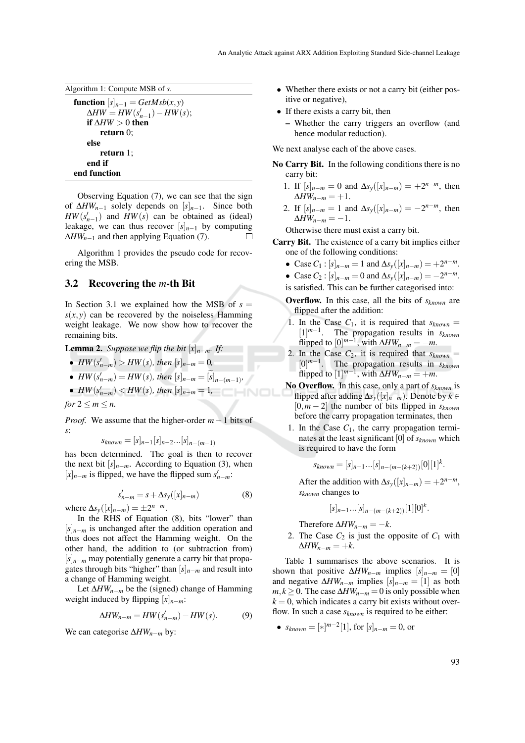Algorithm 1: Compute MSB of $s$.

```
function [s]_{n-1} = GetMsb(x, y)
    ΔHW = HW(s'_{n-1}) − HW(s);
    if ΔHW > 0 then
        return 0;
    else
        return 1;
    end if
end function
```

Observing Equation (7), we can see that the sign of $\Delta HW_{n-1}$ solely depends on $[s]_{n-1}$. Since both $HW(s'_{n-1})$ and $HW(s)$ can be obtained as (ideal) leakage, we can thus recover $[s]_{n-1}$ by computing $\Delta HW_{n-1}$ and then applying Equation (7). □

Algorithm 1 provides the pseudo code for recovering the MSB.

### 3.2 Recovering the $m$-th Bit

In Section 3.1 we explained how the MSB of $s = s(x,y)$ can be recovered by the noiseless Hamming weight leakage. We now show how to recover the remaining bits.

**Lemma 2.** *Suppose we flip the bit $[x]_{n-m}$. If:*

- $HW(s'_{n-m}) > HW(s)$*, then* $[s]_{n-m} = 0$*,*
- $HW(s'_{n-m}) = HW(s)$*, then* $[s]_{n-m} = \widetilde{[s]}_{n-(m-1)}$*,*
- $HW(s'_{n-m}) < HW(s)$*, then* $[s]_{n-m} = 1$*,*

*for* $2 \le m \le n$*.*

*Proof.* We assume that the higher-order $m-1$ bits of $s$:

$$s_{known} = [s]_{n-1}[s]_{n-2}...[s]_{n-(m-1)}$$

has been determined. The goal is then to recover the next bit $[s]_{n-m}$. According to Equation (3), when $[x]_{n-m}$ is flipped, we have the flipped sum $s'_{n-m}$:

$$s'_{n-m} = s + \Delta s_y([x]_{n-m}) \tag{8}$$

where $\Delta s_y([x]_{n-m}) = \pm 2^{n-m}$.

In the RHS of Equation (8), bits "lower" than $[s]_{n-m}$ is unchanged after the addition operation and thus does not affect the Hamming weight. On the other hand, the addition to (or subtraction from) $[s]_{n-m}$ may potentially generate a carry bit that propagates through bits "higher" than $[s]_{n-m}$ and result into a change of Hamming weight.

Let $\Delta HW_{n-m}$ be the (signed) change of Hamming weight induced by flipping $[x]_{n-m}$:

$$\Delta HW_{n-m} = HW(s'_{n-m}) - HW(s). \tag{9}$$

We can categorise $\Delta HW_{n-m}$ by:

- Whether there exists or not a carry bit (either positive or negative),
- If there exists a carry bit, then
  - Whether the carry triggers an overflow (and hence modular reduction).

We next analyse each of the above cases.

**No Carry Bit.** In the following conditions there is no carry bit:

1. If $[s]_{n-m} = 0$ and $\Delta s_y([x]_{n-m}) = +2^{n-m}$, then $\Delta HW_{n-m} = +1$.
2. If $[s]_{n-m} = 1$ and $\Delta s_y([x]_{n-m}) = -2^{n-m}$, then $\Delta HW_{n-m} = -1$.

Otherwise there must exist a carry bit.

**Carry Bit.** The existence of a carry bit implies either one of the following conditions:

- Case $C_1$ : $[s]_{n-m} = 1$ and $\Delta s_y([x]_{n-m}) = +2^{n-m}$.
- Case $C_2$ : $[s]_{n-m} = 0$ and $\Delta s_y([x]_{n-m}) = -2^{n-m}$.

is satisfied. This can be further categorised into:

**Overflow.** In this case, all the bits of $s_{known}$ are flipped after the addition:

1. In the Case $C_1$, it is required that $s_{known} = [1]^{m-1}$. The propagation results in $s_{known}$ flipped to $[0]^{m-1}$, with $\Delta HW_{n-m} = -m$.
2. In the Case $C_2$, it is required that $s_{known} = [0]^{m-1}$. The propagation results in $s_{known}$ flipped to $[1]^{m-1}$, with $\Delta HW_{n-m} = +m$.

**No Overflow.** In this case, only a part of $s_{known}$ is flipped after adding $\Delta s_y([x]_{n-m})$. Denote by $k \in [0, m-2]$ the number of bits flipped in $s_{known}$ before the carry propagation terminates, then

1. In the Case $C_1$, the carry propagation terminates at the least significant [0] of $s_{known}$ which is required to have the form

$$s_{known} = [s]_{n-1}...[s]_{n-(m-(k+2))}[0][1]^k.$$

After the addition with $\Delta s_y([x]_{n-m}) = +2^{n-m}$, $s_{known}$ changes to

$$[s]_{n-1}...[s]_{n-(m-(k+2))}[1][0]^k.$$

Therefore $\Delta HW_{n-m} = -k$.

2. The Case $C_2$ is just the opposite of $C_1$ with $\Delta HW_{n-m} = +k$.

Table 1 summarises the above scenarios. It is shown that positive $\Delta HW_{n-m}$ implies $[s]_{n-m} = [0]$ and negative $\Delta HW_{n-m}$ implies $[s]_{n-m} = [1]$ as both $m, k \ge 0$. The case $\Delta HW_{n-m} = 0$ is only possible when $k = 0$, which indicates a carry bit exists without overflow. In such a case $s_{known}$ is required to be either:

- $s_{known} = [*]^{m-2}[1]$, for $[s]_{n-m} = 0$, or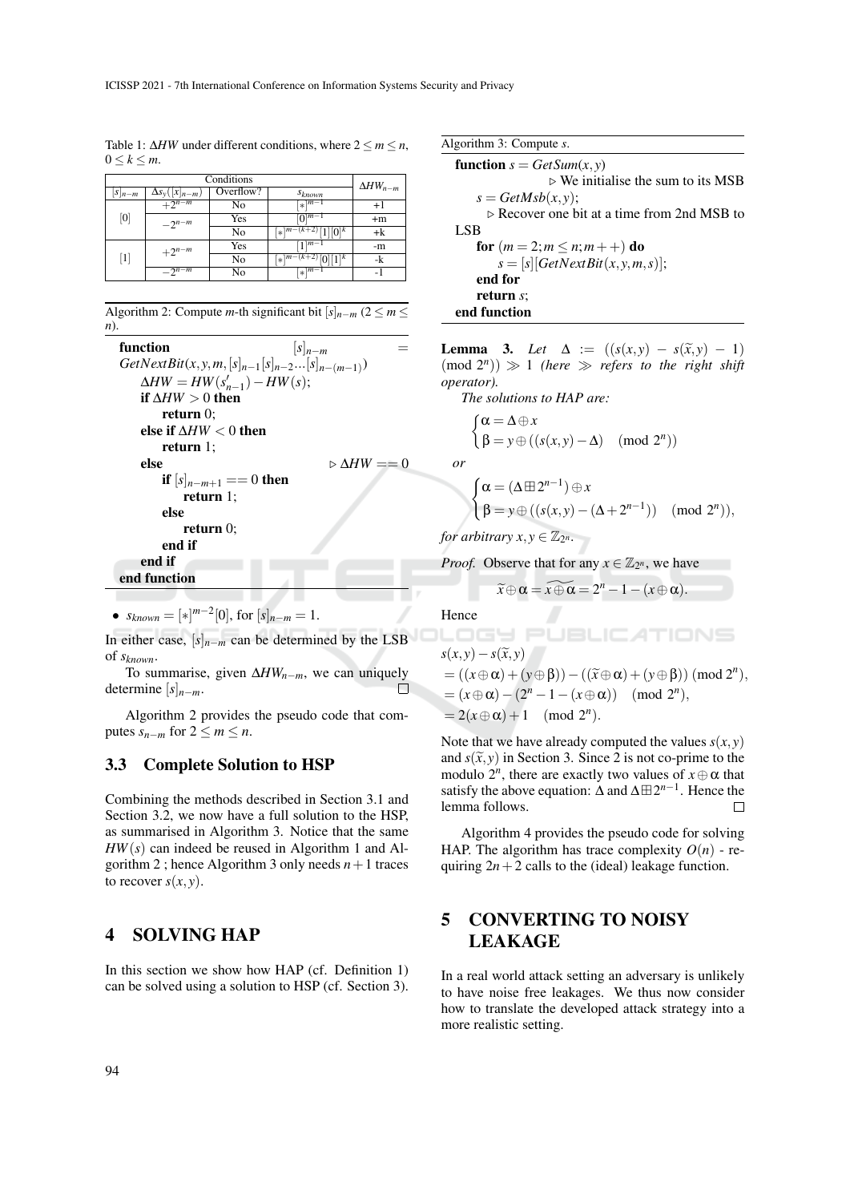Table 1: $\Delta HW$ under different conditions, where $2 \le m \le n$, $0 \le k \le m$.

| Conditions | | | | $\Delta HW_{n-m}$ |
|---|---|---|---|---|
| $[s]_{n-m}$ | $\Delta s_y([x]_{n-m})$ | Overflow? | $s_{known}$ | |
| [0] | $+2^{n-m}$ | No | $[*]^{m-1}$ | +1 |
| | $-2^{n-m}$ | Yes | $[0]^{m-1}$ | +m |
| | | No | $[*]^{m-(k+2)}[1][0]^k$ | +k |
| [1] | $+2^{n-m}$ | Yes | $[1]^{m-1}$ | -m |
| | | No | $[*]^{m-(k+2)}[0][1]^k$ | -k |
| | $-2^{n-m}$ | No | $[*]^{m-1}$ | -1 |

Algorithm 2: Compute $m$-th significant bit $[s]_{n-m}$ ($2 \le m \le n$).

```
function [s]_{n-m} = GetNextBit(x, y, m, [s]_{n-1}[s]_{n-2}...[s]_{n-(m-1)})
    ΔHW = HW(s'_{n-1}) − HW(s);
    if ΔHW > 0 then
        return 0;
    else if ΔHW < 0 then
        return 1;
    else                                        ▷ ΔHW == 0
        if [s]_{n-m+1} == 0 then
            return 1;
        else
            return 0;
        end if
    end if
end function
```

- $s_{known} = [*]^{m-2}[0]$, for $[s]_{n-m} = 1$.

In either case, $[s]_{n-m}$ can be determined by the LSB of $s_{known}$.

To summarise, given $\Delta HW_{n-m}$, we can uniquely determine $[s]_{n-m}$. □

Algorithm 2 provides the pseudo code that computes $s_{n-m}$ for $2 \le m \le n$.

### 3.3 Complete Solution to HSP

Combining the methods described in Section 3.1 and Section 3.2, we now have a full solution to the HSP, as summarised in Algorithm 3. Notice that the same $HW(s)$ can indeed be reused in Algorithm 1 and Algorithm 2 ; hence Algorithm 3 only needs $n+1$ traces to recover $s(x,y)$.

## 4 SOLVING HAP

In this section we show how HAP (cf. Definition 1) can be solved using a solution to HSP (cf. Section 3).

Algorithm 3: Compute $s$.

```
function s = GetSum(x, y)
                        ▷ We initialise the sum to its MSB
    s = GetMsb(x, y);
        ▷ Recover one bit at a time from 2nd MSB to LSB
    for (m = 2; m ≤ n; m++) do
        s = [s][GetNextBit(x, y, m, s)];
    end for
    return s;
end function
```

**Lemma 3.** *Let* $\Delta := ((s(x,y) - s(\widetilde{x},y) - 1) \pmod{2^n}) \gg 1$ *(here* $\gg$ *refers to the right shift operator).*

*The solutions to HAP are:*

$$\begin{cases} \alpha = \Delta \oplus x \\ \beta = y \oplus ((s(x,y) - \Delta) \pmod{2^n}) \end{cases}$$

*or*

$$\begin{cases} \alpha = (\Delta \boxplus 2^{n-1}) \oplus x \\ \beta = y \oplus ((s(x,y) - (\Delta + 2^{n-1})) \pmod{2^n}), \end{cases}$$

*for arbitrary* $x, y \in \mathbb{Z}_{2^n}$.

*Proof.* Observe that for any $x \in \mathbb{Z}_{2^n}$, we have

$$\widetilde{x} \oplus \alpha = \widetilde{x \oplus \alpha} = 2^n - 1 - (x \oplus \alpha).$$

Hence

$$\begin{aligned} & s(x,y) - s(\widetilde{x},y) \\ &= ((x \oplus \alpha) + (y \oplus \beta)) - ((\widetilde{x} \oplus \alpha) + (y \oplus \beta)) \pmod{2^n}, \\ &= (x \oplus \alpha) - (2^n - 1 - (x \oplus \alpha)) \pmod{2^n}, \\ &= 2(x \oplus \alpha) + 1 \pmod{2^n}. \end{aligned}$$

Note that we have already computed the values $s(x,y)$ and $s(\widetilde{x},y)$ in Section 3. Since 2 is not co-prime to the modulo $2^n$, there are exactly two values of $x \oplus \alpha$ that satisfy the above equation: $\Delta$ and $\Delta \boxplus 2^{n-1}$. Hence the lemma follows. □

Algorithm 4 provides the pseudo code for solving HAP. The algorithm has trace complexity $O(n)$ - requiring $2n+2$ calls to the (ideal) leakage function.

## 5 CONVERTING TO NOISY LEAKAGE

In a real world attack setting an adversary is unlikely to have noise free leakages. We thus now consider how to translate the developed attack strategy into a more realistic setting.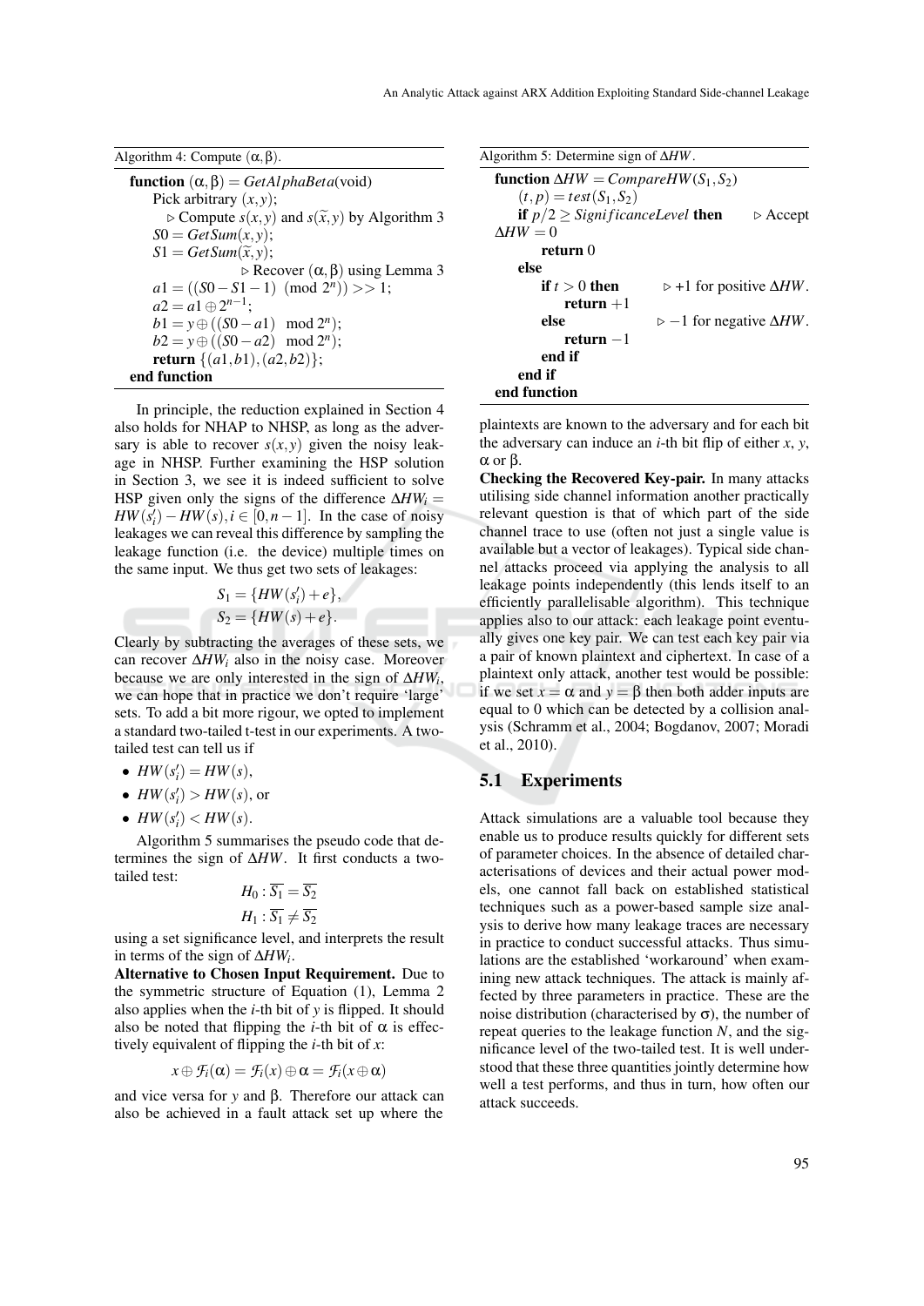Algorithm 4: Compute $(\alpha, \beta)$.

```
function (α, β) = GetAlphaBeta(void)
    Pick arbitrary (x, y);
        ▷ Compute s(x, y) and s(x̃, y) by Algorithm 3
    S0 = GetSum(x, y);
    S1 = GetSum(x̃, y);
                        ▷ Recover (α, β) using Lemma 3
    a1 = ((S0 − S1 − 1) (mod 2^n)) >> 1;
    a2 = a1 ⊕ 2^(n−1);
    b1 = y ⊕ ((S0 − a1) mod 2^n);
    b2 = y ⊕ ((S0 − a2) mod 2^n);
    return {(a1, b1), (a2, b2)};
end function
```

In principle, the reduction explained in Section 4 also holds for NHAP to NHSP, as long as the adversary is able to recover $s(x,y)$ given the noisy leakage in NHSP. Further examining the HSP solution in Section 3, we see it is indeed sufficient to solve HSP given only the signs of the difference $\Delta HW_i = HW(s_i') - HW(s), i \in [0, n-1]$. In the case of noisy leakages we can reveal this difference by sampling the leakage function (i.e. the device) multiple times on the same input. We thus get two sets of leakages:

$$S_1 = \{HW(s_i') + e\},$$
$$S_2 = \{HW(s) + e\}.$$

Clearly by subtracting the averages of these sets, we can recover $\Delta HW_i$ also in the noisy case. Moreover because we are only interested in the sign of $\Delta HW_i$, we can hope that in practice we don't require 'large' sets. To add a bit more rigour, we opted to implement a standard two-tailed t-test in our experiments. A two-tailed test can tell us if

- $HW(s_i') = HW(s)$,
- $HW(s_i') > HW(s)$, or
- $HW(s_i') < HW(s)$.

Algorithm 5 summarises the pseudo code that determines the sign of $\Delta HW$. It first conducts a two-tailed test:

$$H_0 : \overline{S_1} = \overline{S_2}$$
$$H_1 : \overline{S_1} \neq \overline{S_2}$$

using a set significance level, and interprets the result in terms of the sign of $\Delta HW_i$.

**Alternative to Chosen Input Requirement.** Due to the symmetric structure of Equation (1), Lemma 2 also applies when the $i$-th bit of $y$ is flipped. It should also be noted that flipping the $i$-th bit of $\alpha$ is effectively equivalent of flipping the $i$-th bit of $x$:

$$x \oplus \mathcal{F}_i(\alpha) = \mathcal{F}_i(x) \oplus \alpha = \mathcal{F}_i(x \oplus \alpha)$$

and vice versa for $y$ and $\beta$. Therefore our attack can also be achieved in a fault attack set up where the plaintexts are known to the adversary and for each bit the adversary can induce an $i$-th bit flip of either $x$, $y$, $\alpha$ or $\beta$.

Algorithm 5: Determine sign of $\Delta HW$.

```
function ΔHW = CompareHW(S1, S2)
    (t, p) = test(S1, S2)
    if p/2 ≥ SignificanceLevel then          ▷ Accept ΔHW = 0
        return 0
    else
        if t > 0 then              ▷ +1 for positive ΔHW.
            return +1
        else                       ▷ −1 for negative ΔHW.
            return −1
        end if
    end if
end function
```

**Checking the Recovered Key-pair.** In many attacks utilising side channel information another practically relevant question is that of which part of the side channel trace to use (often not just a single value is available but a vector of leakages). Typical side channel attacks proceed via applying the analysis to all leakage points independently (this lends itself to an efficiently parallelisable algorithm). This technique applies also to our attack: each leakage point eventually gives one key pair. We can test each key pair via a pair of known plaintext and ciphertext. In case of a plaintext only attack, another test would be possible: if we set $x = \alpha$ and $y = \beta$ then both adder inputs are equal to 0 which can be detected by a collision analysis (Schramm et al., 2004; Bogdanov, 2007; Moradi et al., 2010).

## 5.1 Experiments

Attack simulations are a valuable tool because they enable us to produce results quickly for different sets of parameter choices. In the absence of detailed characterisations of devices and their actual power models, one cannot fall back on established statistical techniques such as a power-based sample size analysis to derive how many leakage traces are necessary in practice to conduct successful attacks. Thus simulations are the established 'workaround' when examining new attack techniques. The attack is mainly affected by three parameters in practice. These are the noise distribution (characterised by $\sigma$), the number of repeat queries to the leakage function $N$, and the significance level of the two-tailed test. It is well understood that these three quantities jointly determine how well a test performs, and thus in turn, how often our attack succeeds.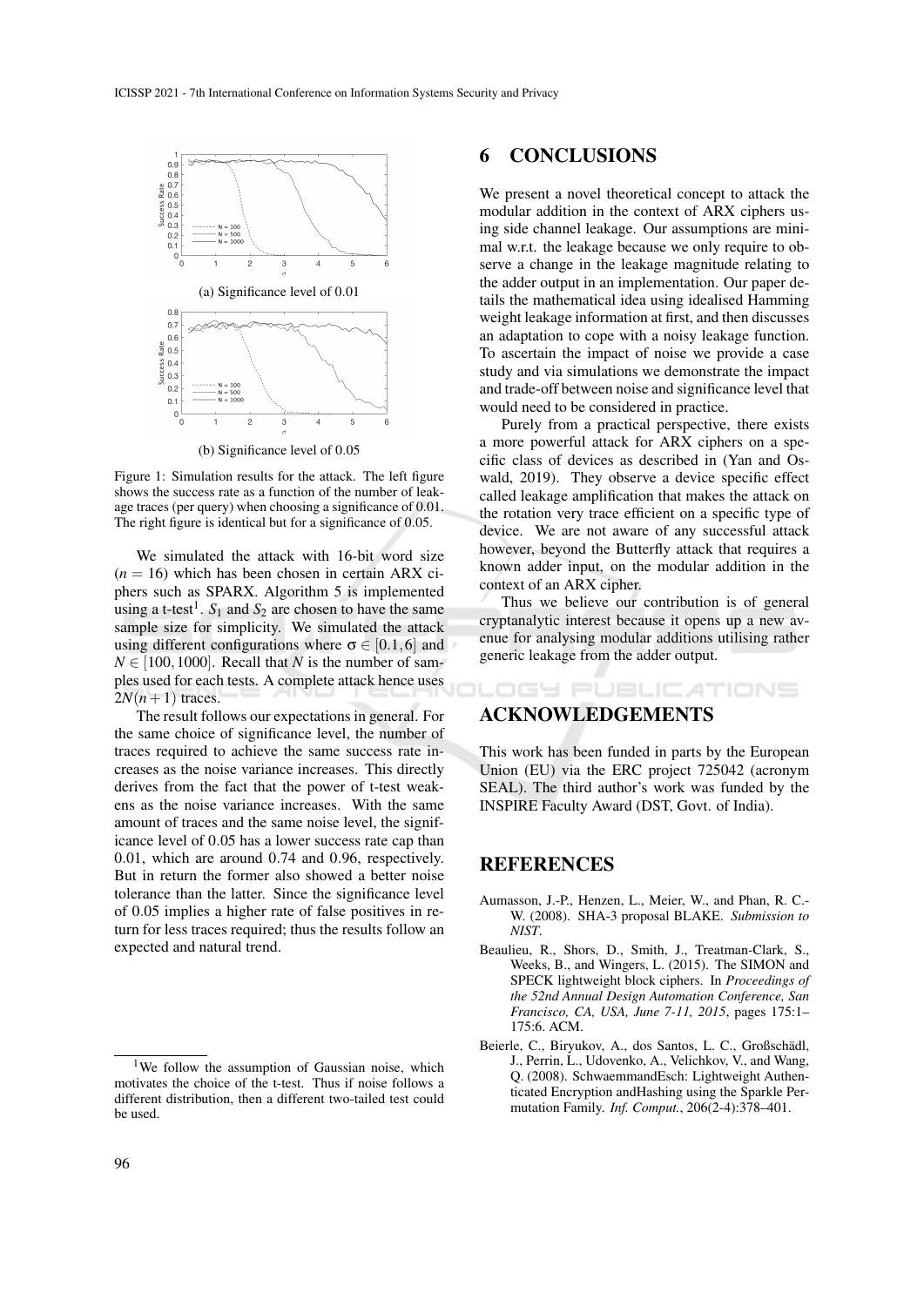(a) Significance level of 0.01

(b) Significance level of 0.05

Figure 1: Simulation results for the attack. The left figure shows the success rate as a function of the number of leakage traces (per query) when choosing a significance of 0.01. The right figure is identical but for a significance of 0.05.

We simulated the attack with 16-bit word size ($n = 16$) which has been chosen in certain ARX ciphers such as SPARX. Algorithm 5 is implemented using a t-test[1]. $S_1$ and $S_2$ are chosen to have the same sample size for simplicity. We simulated the attack using different configurations where $\sigma \in [0.1, 6]$ and $N \in [100, 1000]$. Recall that $N$ is the number of samples used for each tests. A complete attack hence uses $2N(n+1)$ traces.

The result follows our expectations in general. For the same choice of significance level, the number of traces required to achieve the same success rate increases as the noise variance increases. This directly derives from the fact that the power of t-test weakens as the noise variance increases. With the same amount of traces and the same noise level, the significance level of 0.05 has a lower success rate cap than 0.01, which are around 0.74 and 0.96, respectively. But in return the former also showed a better noise tolerance than the latter. Since the significance level of 0.05 implies a higher rate of false positives in return for less traces required; thus the results follow an expected and natural trend.

[1]We follow the assumption of Gaussian noise, which motivates the choice of the t-test. Thus if noise follows a different distribution, then a different two-tailed test could be used.

## 6 CONCLUSIONS

We present a novel theoretical concept to attack the modular addition in the context of ARX ciphers using side channel leakage. Our assumptions are minimal w.r.t. the leakage because we only require to observe a change in the leakage magnitude relating to the adder output in an implementation. Our paper details the mathematical idea using idealised Hamming weight leakage information at first, and then discusses an adaptation to cope with a noisy leakage function. To ascertain the impact of noise we provide a case study and via simulations we demonstrate the impact and trade-off between noise and significance level that would need to be considered in practice.

Purely from a practical perspective, there exists a more powerful attack for ARX ciphers on a specific class of devices as described in (Yan and Oswald, 2019). They observe a device specific effect called leakage amplification that makes the attack on the rotation very trace efficient on a specific type of device. We are not aware of any successful attack however, beyond the Butterfly attack that requires a known adder input, on the modular addition in the context of an ARX cipher.

Thus we believe our contribution is of general cryptanalytic interest because it opens up a new avenue for analysing modular additions utilising rather generic leakage from the adder output.

## ACKNOWLEDGEMENTS

This work has been funded in parts by the European Union (EU) via the ERC project 725042 (acronym SEAL). The third author's work was funded by the INSPIRE Faculty Award (DST, Govt. of India).

## REFERENCES

Aumasson, J.-P., Henzen, L., Meier, W., and Phan, R. C.-W. (2008). SHA-3 proposal BLAKE. *Submission to NIST*.

Beaulieu, R., Shors, D., Smith, J., Treatman-Clark, S., Weeks, B., and Wingers, L. (2015). The SIMON and SPECK lightweight block ciphers. In *Proceedings of the 52nd Annual Design Automation Conference, San Francisco, CA, USA, June 7-11, 2015*, pages 175:1–175:6. ACM.

Beierle, C., Biryukov, A., dos Santos, L. C., Großschädl, J., Perrin, L., Udovenko, A., Velichkov, V., and Wang, Q. (2008). SchwaemmandEsch: Lightweight Authenticated Encryption andHashing using the Sparkle Permutation Family. *Inf. Comput.*, 206(2-4):378–401.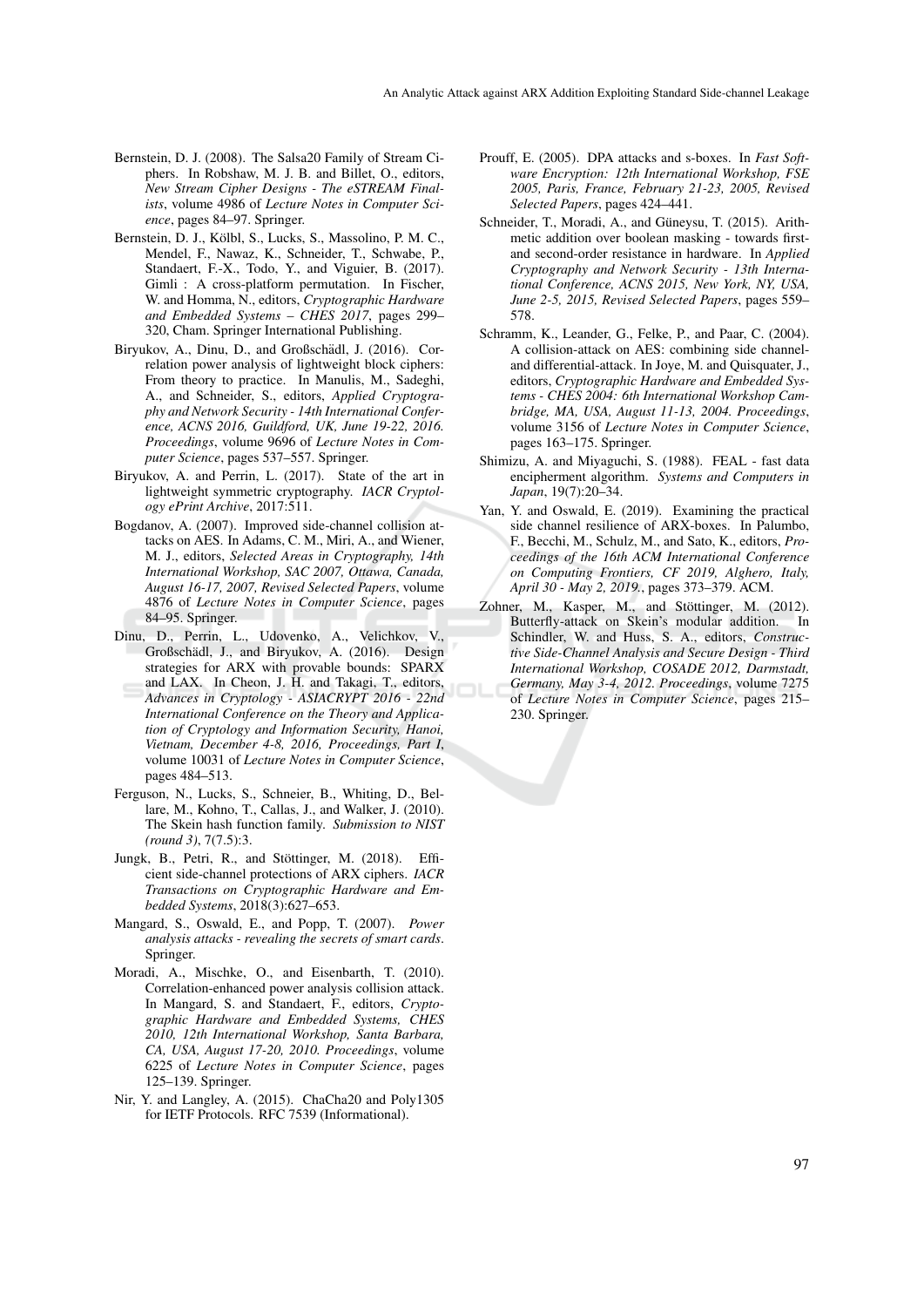Bernstein, D. J. (2008). The Salsa20 Family of Stream Ciphers. In Robshaw, M. J. B. and Billet, O., editors, *New Stream Cipher Designs - The eSTREAM Finalists*, volume 4986 of *Lecture Notes in Computer Science*, pages 84–97. Springer.

Bernstein, D. J., Kölbl, S., Lucks, S., Massolino, P. M. C., Mendel, F., Nawaz, K., Schneider, T., Schwabe, P., Standaert, F.-X., Todo, Y., and Viguier, B. (2017). Gimli : A cross-platform permutation. In Fischer, W. and Homma, N., editors, *Cryptographic Hardware and Embedded Systems – CHES 2017*, pages 299–320, Cham. Springer International Publishing.

Biryukov, A., Dinu, D., and Großschädl, J. (2016). Correlation power analysis of lightweight block ciphers: From theory to practice. In Manulis, M., Sadeghi, A., and Schneider, S., editors, *Applied Cryptography and Network Security - 14th International Conference, ACNS 2016, Guildford, UK, June 19-22, 2016. Proceedings*, volume 9696 of *Lecture Notes in Computer Science*, pages 537–557. Springer.

Biryukov, A. and Perrin, L. (2017). State of the art in lightweight symmetric cryptography. *IACR Cryptology ePrint Archive*, 2017:511.

Bogdanov, A. (2007). Improved side-channel collision attacks on AES. In Adams, C. M., Miri, A., and Wiener, M. J., editors, *Selected Areas in Cryptography, 14th International Workshop, SAC 2007, Ottawa, Canada, August 16-17, 2007, Revised Selected Papers*, volume 4876 of *Lecture Notes in Computer Science*, pages 84–95. Springer.

Dinu, D., Perrin, L., Udovenko, A., Velichkov, V., Großschädl, J., and Biryukov, A. (2016). Design strategies for ARX with provable bounds: SPARX and LAX. In Cheon, J. H. and Takagi, T., editors, *Advances in Cryptology - ASIACRYPT 2016 - 22nd International Conference on the Theory and Application of Cryptology and Information Security, Hanoi, Vietnam, December 4-8, 2016, Proceedings, Part I*, volume 10031 of *Lecture Notes in Computer Science*, pages 484–513.

Ferguson, N., Lucks, S., Schneier, B., Whiting, D., Bellare, M., Kohno, T., Callas, J., and Walker, J. (2010). The Skein hash function family. *Submission to NIST (round 3)*, 7(7.5):3.

Jungk, B., Petri, R., and Stöttinger, M. (2018). Efficient side-channel protections of ARX ciphers. *IACR Transactions on Cryptographic Hardware and Embedded Systems*, 2018(3):627–653.

Mangard, S., Oswald, E., and Popp, T. (2007). *Power analysis attacks - revealing the secrets of smart cards*. Springer.

Moradi, A., Mischke, O., and Eisenbarth, T. (2010). Correlation-enhanced power analysis collision attack. In Mangard, S. and Standaert, F., editors, *Cryptographic Hardware and Embedded Systems, CHES 2010, 12th International Workshop, Santa Barbara, CA, USA, August 17-20, 2010. Proceedings*, volume 6225 of *Lecture Notes in Computer Science*, pages 125–139. Springer.

Nir, Y. and Langley, A. (2015). ChaCha20 and Poly1305 for IETF Protocols. RFC 7539 (Informational).

Prouff, E. (2005). DPA attacks and s-boxes. In *Fast Software Encryption: 12th International Workshop, FSE 2005, Paris, France, February 21-23, 2005, Revised Selected Papers*, pages 424–441.

Schneider, T., Moradi, A., and Güneysu, T. (2015). Arithmetic addition over boolean masking - towards first- and second-order resistance in hardware. In *Applied Cryptography and Network Security - 13th International Conference, ACNS 2015, New York, NY, USA, June 2-5, 2015, Revised Selected Papers*, pages 559–578.

Schramm, K., Leander, G., Felke, P., and Paar, C. (2004). A collision-attack on AES: combining side channel- and differential-attack. In Joye, M. and Quisquater, J., editors, *Cryptographic Hardware and Embedded Systems - CHES 2004: 6th International Workshop Cambridge, MA, USA, August 11-13, 2004. Proceedings*, volume 3156 of *Lecture Notes in Computer Science*, pages 163–175. Springer.

Shimizu, A. and Miyaguchi, S. (1988). FEAL - fast data encipherment algorithm. *Systems and Computers in Japan*, 19(7):20–34.

Yan, Y. and Oswald, E. (2019). Examining the practical side channel resilience of ARX-boxes. In Palumbo, F., Becchi, M., Schulz, M., and Sato, K., editors, *Proceedings of the 16th ACM International Conference on Computing Frontiers, CF 2019, Alghero, Italy, April 30 - May 2, 2019.*, pages 373–379. ACM.

Zohner, M., Kasper, M., and Stöttinger, M. (2012). Butterfly-attack on Skein's modular addition. In Schindler, W. and Huss, S. A., editors, *Constructive Side-Channel Analysis and Secure Design - Third International Workshop, COSADE 2012, Darmstadt, Germany, May 3-4, 2012. Proceedings*, volume 7275 of *Lecture Notes in Computer Science*, pages 215–230. Springer.